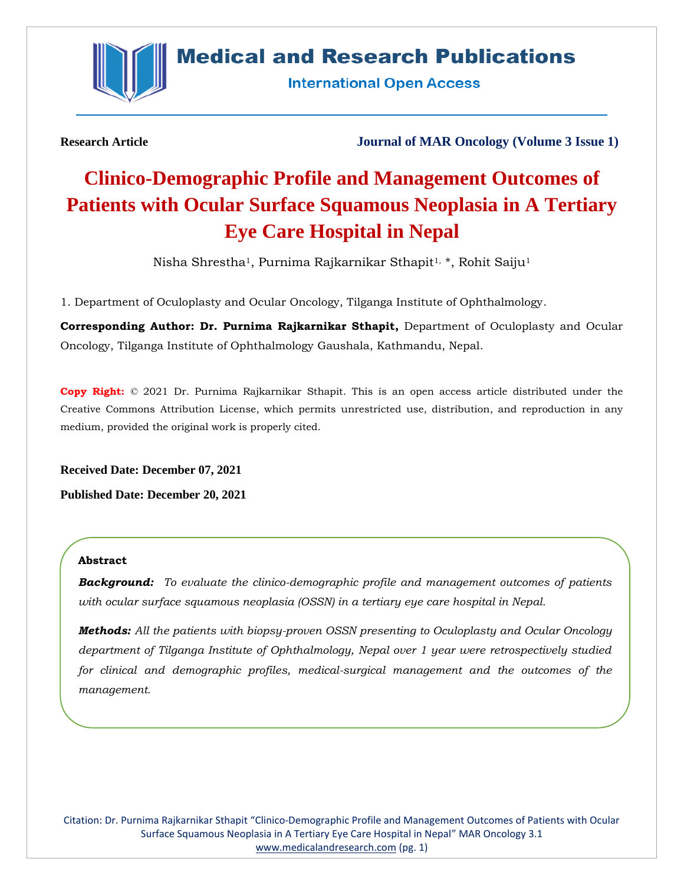Research Article

Journal of MAR Oncology (Volume 3 Issue 1)

# Clinico-Demographic Profile and Management Outcomes of Patients with Ocular Surface Squamous Neoplasia in A Tertiary Eye Care Hospital in Nepal

Nisha Shrestha[1], Purnima Rajkarnikar Sthapit[1,*], Rohit Saiju[1]

1. Department of Oculoplasty and Ocular Oncology, Tilganga Institute of Ophthalmology.

**Corresponding Author: Dr. Purnima Rajkarnikar Sthapit,** Department of Oculoplasty and Ocular Oncology, Tilganga Institute of Ophthalmology Gaushala, Kathmandu, Nepal.

**Copy Right:** © 2021 Dr. Purnima Rajkarnikar Sthapit. This is an open access article distributed under the Creative Commons Attribution License, which permits unrestricted use, distribution, and reproduction in any medium, provided the original work is properly cited.

**Received Date: December 07, 2021**

**Published Date: December 20, 2021**

### Abstract

***Background:*** *To evaluate the clinico-demographic profile and management outcomes of patients with ocular surface squamous neoplasia (OSSN) in a tertiary eye care hospital in Nepal.*

***Methods:*** *All the patients with biopsy-proven OSSN presenting to Oculoplasty and Ocular Oncology department of Tilganga Institute of Ophthalmology, Nepal over 1 year were retrospectively studied for clinical and demographic profiles, medical-surgical management and the outcomes of the management.*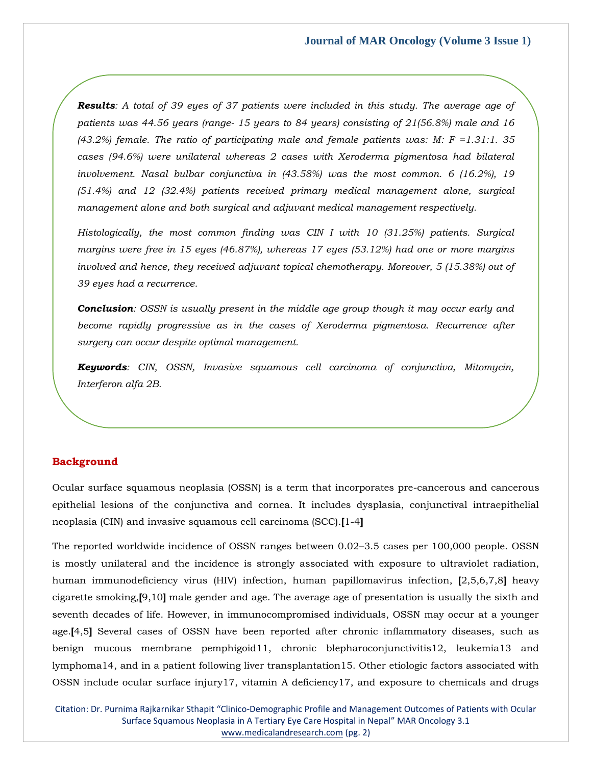***Results**: A total of 39 eyes of 37 patients were included in this study. The average age of patients was 44.56 years (range- 15 years to 84 years) consisting of 21(56.8%) male and 16 (43.2%) female. The ratio of participating male and female patients was: M: F =1.31:1. 35 cases (94.6%) were unilateral whereas 2 cases with Xeroderma pigmentosa had bilateral involvement. Nasal bulbar conjunctiva in (43.58%) was the most common. 6 (16.2%), 19 (51.4%) and 12 (32.4%) patients received primary medical management alone, surgical management alone and both surgical and adjuvant medical management respectively.*

*Histologically, the most common finding was CIN I with 10 (31.25%) patients. Surgical margins were free in 15 eyes (46.87%), whereas 17 eyes (53.12%) had one or more margins involved and hence, they received adjuvant topical chemotherapy. Moreover, 5 (15.38%) out of 39 eyes had a recurrence.*

***Conclusion**: OSSN is usually present in the middle age group though it may occur early and become rapidly progressive as in the cases of Xeroderma pigmentosa. Recurrence after surgery can occur despite optimal management.*

***Keywords**: CIN, OSSN, Invasive squamous cell carcinoma of conjunctiva, Mitomycin, Interferon alfa 2B.*

## Background

Ocular surface squamous neoplasia (OSSN) is a term that incorporates pre-cancerous and cancerous epithelial lesions of the conjunctiva and cornea. It includes dysplasia, conjunctival intraepithelial neoplasia (CIN) and invasive squamous cell carcinoma (SCC).[1-4]

The reported worldwide incidence of OSSN ranges between 0.02–3.5 cases per 100,000 people. OSSN is mostly unilateral and the incidence is strongly associated with exposure to ultraviolet radiation, human immunodeficiency virus (HIV) infection, human papillomavirus infection, [2,5,6,7,8] heavy cigarette smoking,[9,10] male gender and age. The average age of presentation is usually the sixth and seventh decades of life. However, in immunocompromised individuals, OSSN may occur at a younger age.[4,5] Several cases of OSSN have been reported after chronic inflammatory diseases, such as benign mucous membrane pemphigoid11, chronic blepharoconjunctivitis12, leukemia13 and lymphoma14, and in a patient following liver transplantation15. Other etiologic factors associated with OSSN include ocular surface injury17, vitamin A deficiency17, and exposure to chemicals and drugs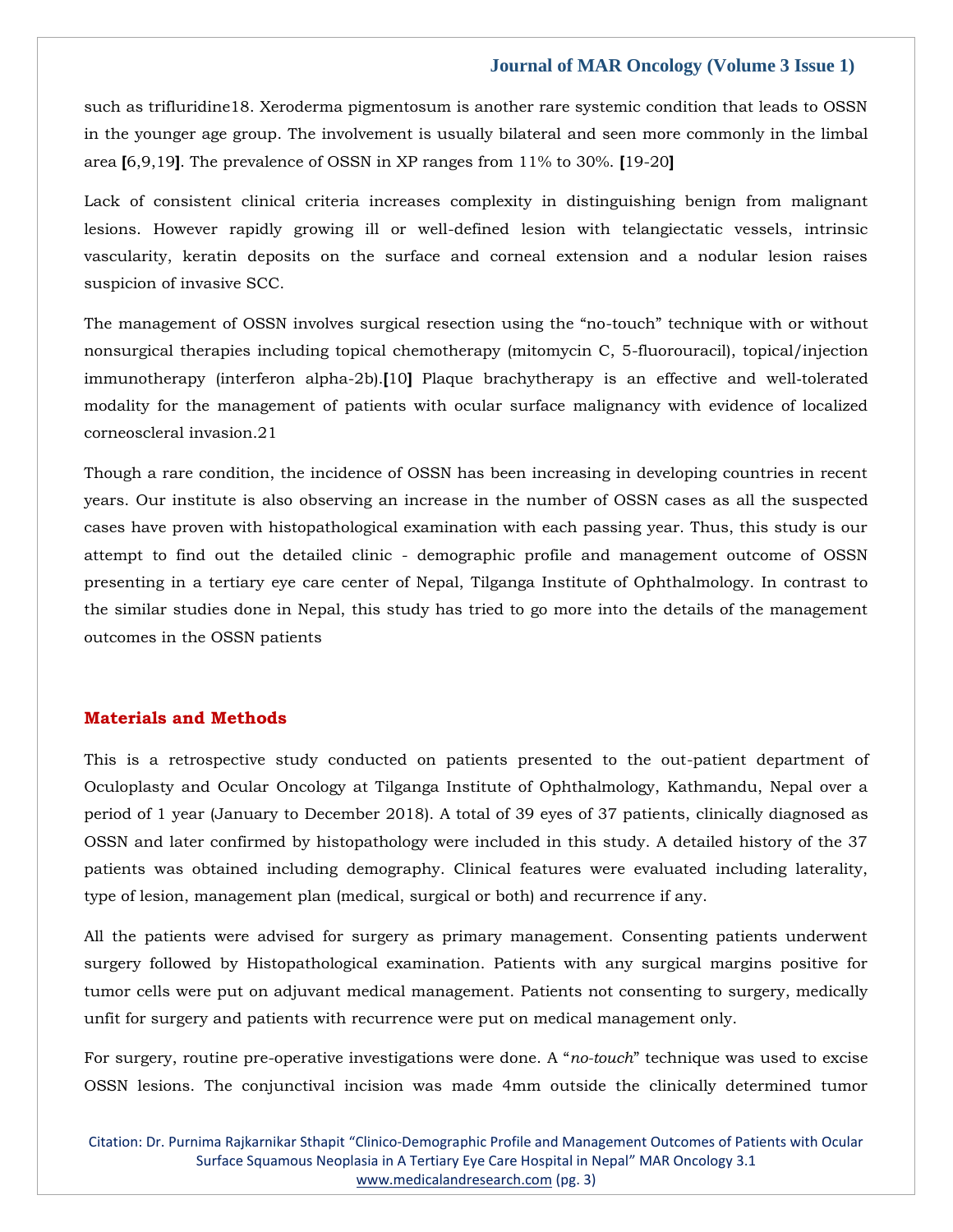such as trifluridine18. Xeroderma pigmentosum is another rare systemic condition that leads to OSSN in the younger age group. The involvement is usually bilateral and seen more commonly in the limbal area [6,9,19]. The prevalence of OSSN in XP ranges from 11% to 30%. [19-20]

Lack of consistent clinical criteria increases complexity in distinguishing benign from malignant lesions. However rapidly growing ill or well-defined lesion with telangiectatic vessels, intrinsic vascularity, keratin deposits on the surface and corneal extension and a nodular lesion raises suspicion of invasive SCC.

The management of OSSN involves surgical resection using the "no-touch" technique with or without nonsurgical therapies including topical chemotherapy (mitomycin C, 5-fluorouracil), topical/injection immunotherapy (interferon alpha-2b).[10] Plaque brachytherapy is an effective and well-tolerated modality for the management of patients with ocular surface malignancy with evidence of localized corneoscleral invasion.21

Though a rare condition, the incidence of OSSN has been increasing in developing countries in recent years. Our institute is also observing an increase in the number of OSSN cases as all the suspected cases have proven with histopathological examination with each passing year. Thus, this study is our attempt to find out the detailed clinic - demographic profile and management outcome of OSSN presenting in a tertiary eye care center of Nepal, Tilganga Institute of Ophthalmology. In contrast to the similar studies done in Nepal, this study has tried to go more into the details of the management outcomes in the OSSN patients

## Materials and Methods

This is a retrospective study conducted on patients presented to the out-patient department of Oculoplasty and Ocular Oncology at Tilganga Institute of Ophthalmology, Kathmandu, Nepal over a period of 1 year (January to December 2018). A total of 39 eyes of 37 patients, clinically diagnosed as OSSN and later confirmed by histopathology were included in this study. A detailed history of the 37 patients was obtained including demography. Clinical features were evaluated including laterality, type of lesion, management plan (medical, surgical or both) and recurrence if any.

All the patients were advised for surgery as primary management. Consenting patients underwent surgery followed by Histopathological examination. Patients with any surgical margins positive for tumor cells were put on adjuvant medical management. Patients not consenting to surgery, medically unfit for surgery and patients with recurrence were put on medical management only.

For surgery, routine pre-operative investigations were done. A "*no-touch*" technique was used to excise OSSN lesions. The conjunctival incision was made 4mm outside the clinically determined tumor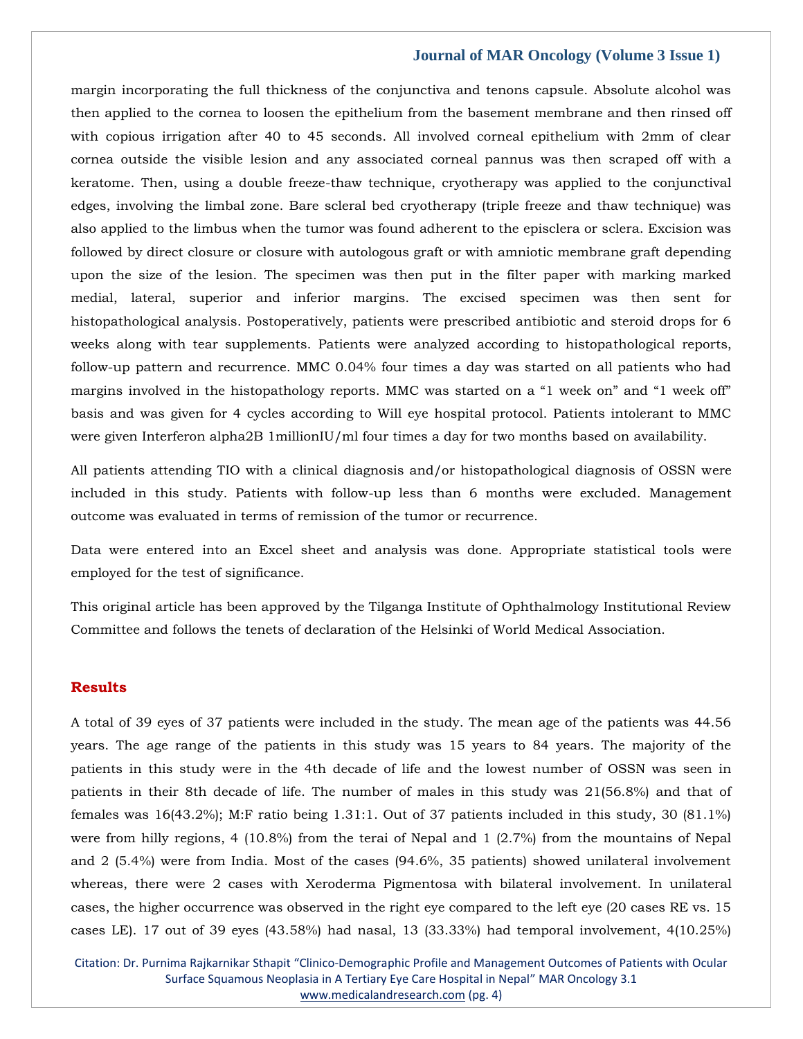margin incorporating the full thickness of the conjunctiva and tenons capsule. Absolute alcohol was then applied to the cornea to loosen the epithelium from the basement membrane and then rinsed off with copious irrigation after 40 to 45 seconds. All involved corneal epithelium with 2mm of clear cornea outside the visible lesion and any associated corneal pannus was then scraped off with a keratome. Then, using a double freeze-thaw technique, cryotherapy was applied to the conjunctival edges, involving the limbal zone. Bare scleral bed cryotherapy (triple freeze and thaw technique) was also applied to the limbus when the tumor was found adherent to the episclera or sclera. Excision was followed by direct closure or closure with autologous graft or with amniotic membrane graft depending upon the size of the lesion. The specimen was then put in the filter paper with marking marked medial, lateral, superior and inferior margins. The excised specimen was then sent for histopathological analysis. Postoperatively, patients were prescribed antibiotic and steroid drops for 6 weeks along with tear supplements. Patients were analyzed according to histopathological reports, follow-up pattern and recurrence. MMC 0.04% four times a day was started on all patients who had margins involved in the histopathology reports. MMC was started on a "1 week on" and "1 week off" basis and was given for 4 cycles according to Will eye hospital protocol. Patients intolerant to MMC were given Interferon alpha2B 1millionIU/ml four times a day for two months based on availability.

All patients attending TIO with a clinical diagnosis and/or histopathological diagnosis of OSSN were included in this study. Patients with follow-up less than 6 months were excluded. Management outcome was evaluated in terms of remission of the tumor or recurrence.

Data were entered into an Excel sheet and analysis was done. Appropriate statistical tools were employed for the test of significance.

This original article has been approved by the Tilganga Institute of Ophthalmology Institutional Review Committee and follows the tenets of declaration of the Helsinki of World Medical Association.

## Results

A total of 39 eyes of 37 patients were included in the study. The mean age of the patients was 44.56 years. The age range of the patients in this study was 15 years to 84 years. The majority of the patients in this study were in the 4th decade of life and the lowest number of OSSN was seen in patients in their 8th decade of life. The number of males in this study was 21(56.8%) and that of females was 16(43.2%); M:F ratio being 1.31:1. Out of 37 patients included in this study, 30 (81.1%) were from hilly regions, 4 (10.8%) from the terai of Nepal and 1 (2.7%) from the mountains of Nepal and 2 (5.4%) were from India. Most of the cases (94.6%, 35 patients) showed unilateral involvement whereas, there were 2 cases with Xeroderma Pigmentosa with bilateral involvement. In unilateral cases, the higher occurrence was observed in the right eye compared to the left eye (20 cases RE vs. 15 cases LE). 17 out of 39 eyes (43.58%) had nasal, 13 (33.33%) had temporal involvement, 4(10.25%)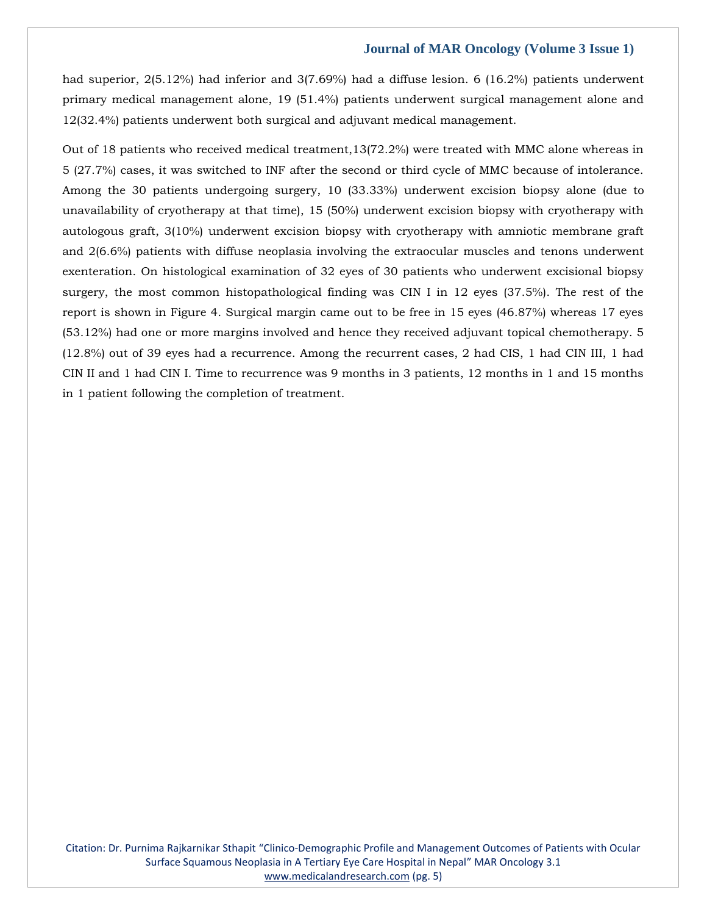had superior, 2(5.12%) had inferior and 3(7.69%) had a diffuse lesion. 6 (16.2%) patients underwent primary medical management alone, 19 (51.4%) patients underwent surgical management alone and 12(32.4%) patients underwent both surgical and adjuvant medical management.

Out of 18 patients who received medical treatment,13(72.2%) were treated with MMC alone whereas in 5 (27.7%) cases, it was switched to INF after the second or third cycle of MMC because of intolerance. Among the 30 patients undergoing surgery, 10 (33.33%) underwent excision biopsy alone (due to unavailability of cryotherapy at that time), 15 (50%) underwent excision biopsy with cryotherapy with autologous graft, 3(10%) underwent excision biopsy with cryotherapy with amniotic membrane graft and 2(6.6%) patients with diffuse neoplasia involving the extraocular muscles and tenons underwent exenteration. On histological examination of 32 eyes of 30 patients who underwent excisional biopsy surgery, the most common histopathological finding was CIN I in 12 eyes (37.5%). The rest of the report is shown in Figure 4. Surgical margin came out to be free in 15 eyes (46.87%) whereas 17 eyes (53.12%) had one or more margins involved and hence they received adjuvant topical chemotherapy. 5 (12.8%) out of 39 eyes had a recurrence. Among the recurrent cases, 2 had CIS, 1 had CIN III, 1 had CIN II and 1 had CIN I. Time to recurrence was 9 months in 3 patients, 12 months in 1 and 15 months in 1 patient following the completion of treatment.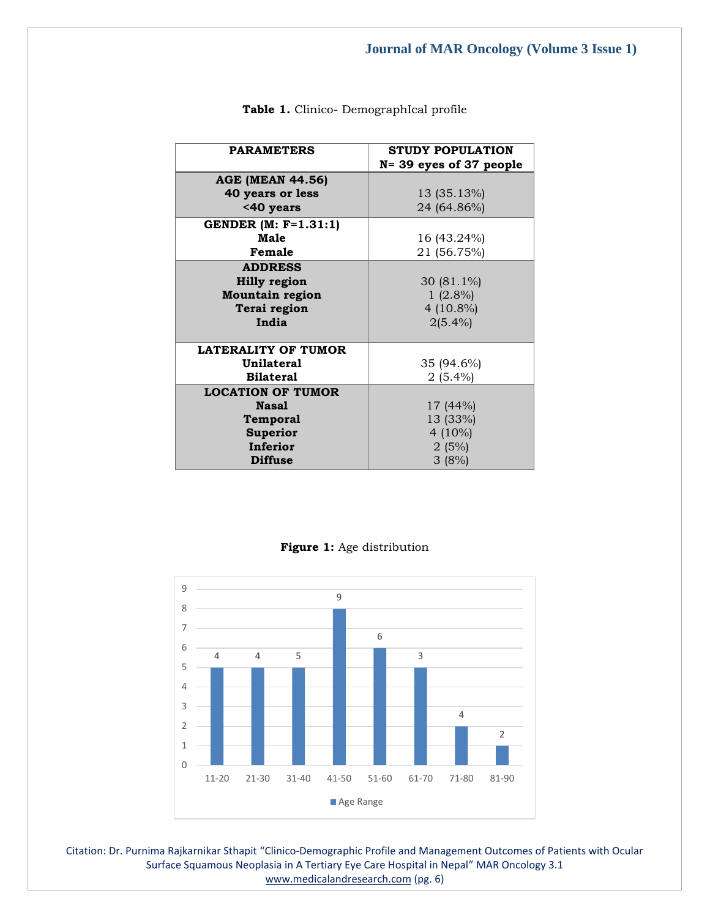**Table 1.** Clinico- DemographIcal profile

| PARAMETERS | STUDY POPULATION N= 39 eyes of 37 people |
|---|---|
| **AGE (MEAN 44.56)** | |
| **40 years or less** | 13 (35.13%) |
| **<40 years** | 24 (64.86%) |
| **GENDER (M: F=1.31:1)** | |
| **Male** | 16 (43.24%) |
| **Female** | 21 (56.75%) |
| **ADDRESS** | |
| **Hilly region** | 30 (81.1%) |
| **Mountain region** | 1 (2.8%) |
| **Terai region** | 4 (10.8%) |
| **India** | 2(5.4%) |
| **LATERALITY OF TUMOR** | |
| **Unilateral** | 35 (94.6%) |
| **Bilateral** | 2 (5.4%) |
| **LOCATION OF TUMOR** | |
| **Nasal** | 17 (44%) |
| **Temporal** | 13 (33%) |
| **Superior** | 4 (10%) |
| **Inferior** | 2 (5%) |
| **Diffuse** | 3 (8%) |

**Figure 1:** Age distribution

| Age Range | 11-20 | 21-30 | 31-40 | 41-50 | 51-60 | 61-70 | 71-80 | 81-90 |
|---|---|---|---|---|---|---|---|---|
| Label | 4 | 4 | 5 | 9 | 6 | 3 | 4 | 2 |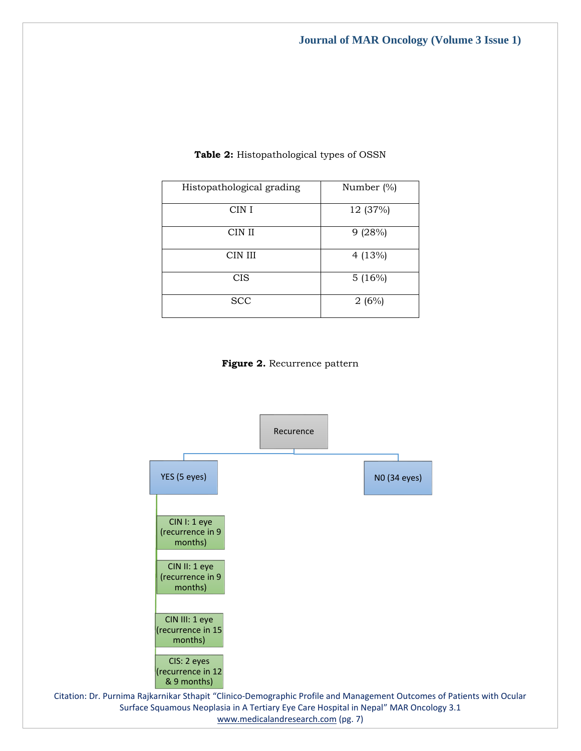**Table 2:** Histopathological types of OSSN

| Histopathological grading | Number (%) |
|---|---|
| CIN I | 12 (37%) |
| CIN II | 9 (28%) |
| CIN III | 4 (13%) |
| CIS | 5 (16%) |
| SCC | 2 (6%) |

**Figure 2.** Recurrence pattern

Recurence

- YES (5 eyes)
  - CIN I: 1 eye (recurrence in 9 months)
  - CIN II: 1 eye (recurrence in 9 months)
  - CIN III: 1 eye (recurrence in 15 months)
  - CIS: 2 eyes (recurrence in 12 & 9 months)
- N0 (34 eyes)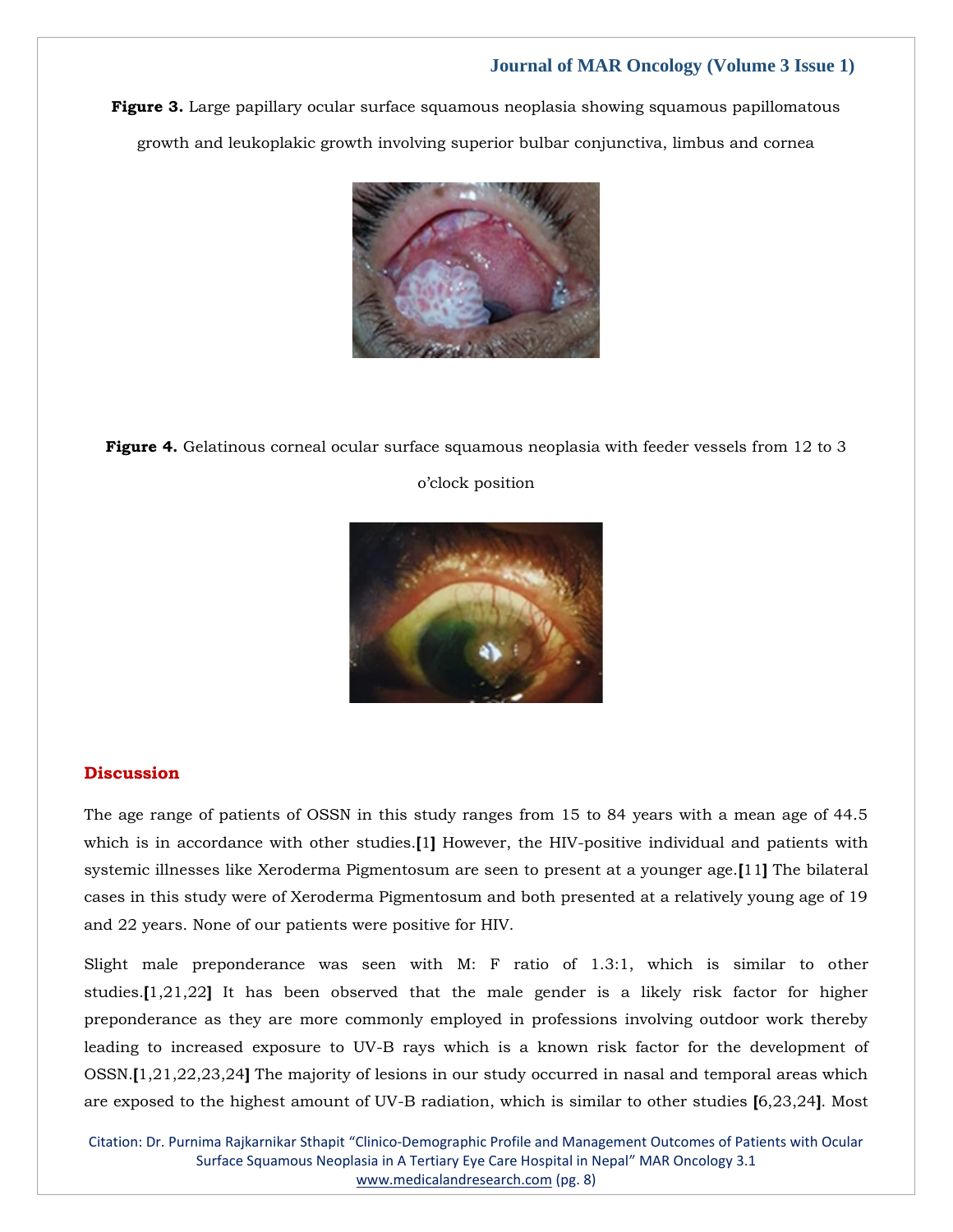**Figure 3.** Large papillary ocular surface squamous neoplasia showing squamous papillomatous growth and leukoplakic growth involving superior bulbar conjunctiva, limbus and cornea

**Figure 4.** Gelatinous corneal ocular surface squamous neoplasia with feeder vessels from 12 to 3 o'clock position

## Discussion

The age range of patients of OSSN in this study ranges from 15 to 84 years with a mean age of 44.5 which is in accordance with other studies.[1] However, the HIV-positive individual and patients with systemic illnesses like Xeroderma Pigmentosum are seen to present at a younger age.[11] The bilateral cases in this study were of Xeroderma Pigmentosum and both presented at a relatively young age of 19 and 22 years. None of our patients were positive for HIV.

Slight male preponderance was seen with M: F ratio of 1.3:1, which is similar to other studies.[1,21,22] It has been observed that the male gender is a likely risk factor for higher preponderance as they are more commonly employed in professions involving outdoor work thereby leading to increased exposure to UV-B rays which is a known risk factor for the development of OSSN.[1,21,22,23,24] The majority of lesions in our study occurred in nasal and temporal areas which are exposed to the highest amount of UV-B radiation, which is similar to other studies [6,23,24]. Most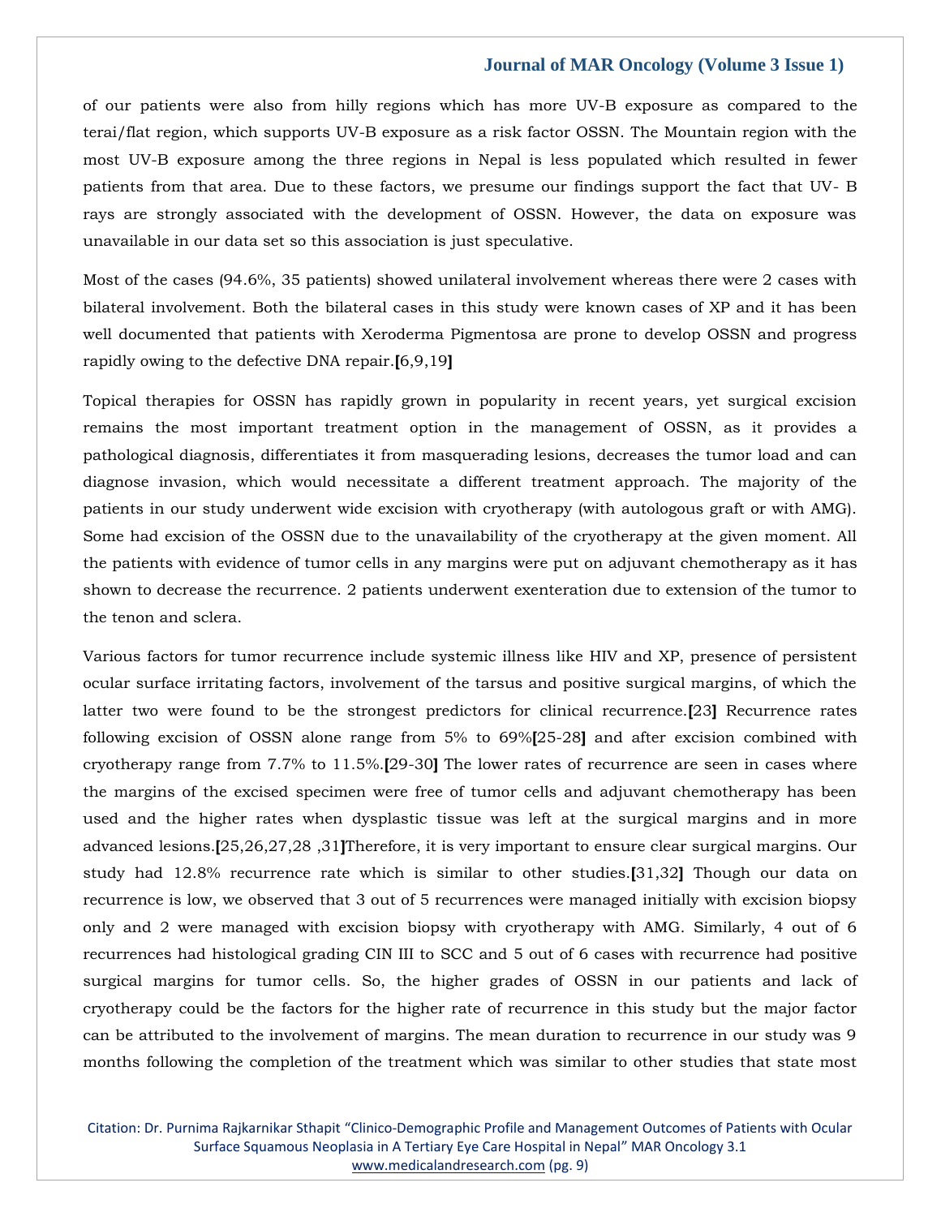of our patients were also from hilly regions which has more UV-B exposure as compared to the terai/flat region, which supports UV-B exposure as a risk factor OSSN. The Mountain region with the most UV-B exposure among the three regions in Nepal is less populated which resulted in fewer patients from that area. Due to these factors, we presume our findings support the fact that UV- B rays are strongly associated with the development of OSSN. However, the data on exposure was unavailable in our data set so this association is just speculative.

Most of the cases (94.6%, 35 patients) showed unilateral involvement whereas there were 2 cases with bilateral involvement. Both the bilateral cases in this study were known cases of XP and it has been well documented that patients with Xeroderma Pigmentosa are prone to develop OSSN and progress rapidly owing to the defective DNA repair.[6,9,19]

Topical therapies for OSSN has rapidly grown in popularity in recent years, yet surgical excision remains the most important treatment option in the management of OSSN, as it provides a pathological diagnosis, differentiates it from masquerading lesions, decreases the tumor load and can diagnose invasion, which would necessitate a different treatment approach. The majority of the patients in our study underwent wide excision with cryotherapy (with autologous graft or with AMG). Some had excision of the OSSN due to the unavailability of the cryotherapy at the given moment. All the patients with evidence of tumor cells in any margins were put on adjuvant chemotherapy as it has shown to decrease the recurrence. 2 patients underwent exenteration due to extension of the tumor to the tenon and sclera.

Various factors for tumor recurrence include systemic illness like HIV and XP, presence of persistent ocular surface irritating factors, involvement of the tarsus and positive surgical margins, of which the latter two were found to be the strongest predictors for clinical recurrence.[23] Recurrence rates following excision of OSSN alone range from 5% to 69%[25-28] and after excision combined with cryotherapy range from 7.7% to 11.5%.[29-30] The lower rates of recurrence are seen in cases where the margins of the excised specimen were free of tumor cells and adjuvant chemotherapy has been used and the higher rates when dysplastic tissue was left at the surgical margins and in more advanced lesions.[25,26,27,28 ,31]Therefore, it is very important to ensure clear surgical margins. Our study had 12.8% recurrence rate which is similar to other studies.[31,32] Though our data on recurrence is low, we observed that 3 out of 5 recurrences were managed initially with excision biopsy only and 2 were managed with excision biopsy with cryotherapy with AMG. Similarly, 4 out of 6 recurrences had histological grading CIN III to SCC and 5 out of 6 cases with recurrence had positive surgical margins for tumor cells. So, the higher grades of OSSN in our patients and lack of cryotherapy could be the factors for the higher rate of recurrence in this study but the major factor can be attributed to the involvement of margins. The mean duration to recurrence in our study was 9 months following the completion of the treatment which was similar to other studies that state most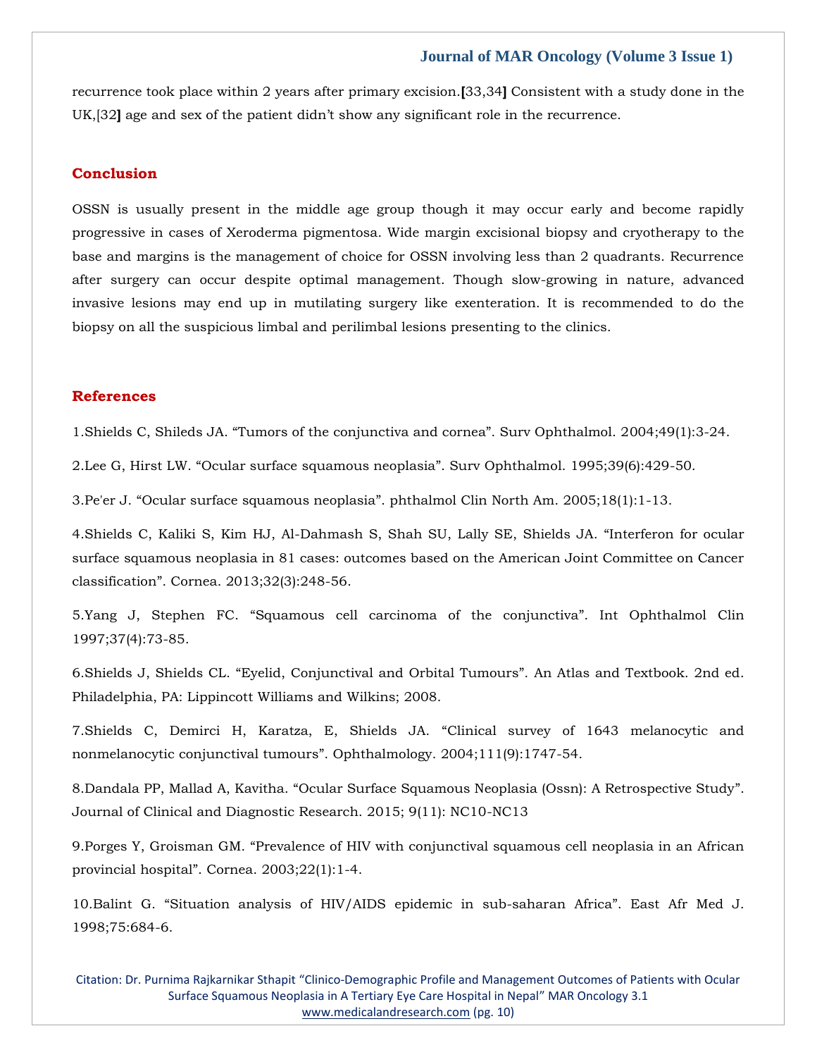recurrence took place within 2 years after primary excision.[33,34] Consistent with a study done in the UK,[32] age and sex of the patient didn't show any significant role in the recurrence.

## Conclusion

OSSN is usually present in the middle age group though it may occur early and become rapidly progressive in cases of Xeroderma pigmentosa. Wide margin excisional biopsy and cryotherapy to the base and margins is the management of choice for OSSN involving less than 2 quadrants. Recurrence after surgery can occur despite optimal management. Though slow-growing in nature, advanced invasive lesions may end up in mutilating surgery like exenteration. It is recommended to do the biopsy on all the suspicious limbal and perilimbal lesions presenting to the clinics.

## References

1.Shields C, Shileds JA. "Tumors of the conjunctiva and cornea". Surv Ophthalmol. 2004;49(1):3-24.

2.Lee G, Hirst LW. "Ocular surface squamous neoplasia". Surv Ophthalmol. 1995;39(6):429-50.

3.Pe'er J. "Ocular surface squamous neoplasia". phthalmol Clin North Am. 2005;18(1):1-13.

4.Shields C, Kaliki S, Kim HJ, Al-Dahmash S, Shah SU, Lally SE, Shields JA. "Interferon for ocular surface squamous neoplasia in 81 cases: outcomes based on the American Joint Committee on Cancer classification". Cornea. 2013;32(3):248-56.

5.Yang J, Stephen FC. "Squamous cell carcinoma of the conjunctiva". Int Ophthalmol Clin 1997;37(4):73-85.

6.Shields J, Shields CL. "Eyelid, Conjunctival and Orbital Tumours". An Atlas and Textbook. 2nd ed. Philadelphia, PA: Lippincott Williams and Wilkins; 2008.

7.Shields C, Demirci H, Karatza, E, Shields JA. "Clinical survey of 1643 melanocytic and nonmelanocytic conjunctival tumours". Ophthalmology. 2004;111(9):1747-54.

8.Dandala PP, Mallad A, Kavitha. "Ocular Surface Squamous Neoplasia (Ossn): A Retrospective Study". Journal of Clinical and Diagnostic Research. 2015; 9(11): NC10-NC13

9.Porges Y, Groisman GM. "Prevalence of HIV with conjunctival squamous cell neoplasia in an African provincial hospital". Cornea. 2003;22(1):1-4.

10.Balint G. "Situation analysis of HIV/AIDS epidemic in sub-saharan Africa". East Afr Med J. 1998;75:684-6.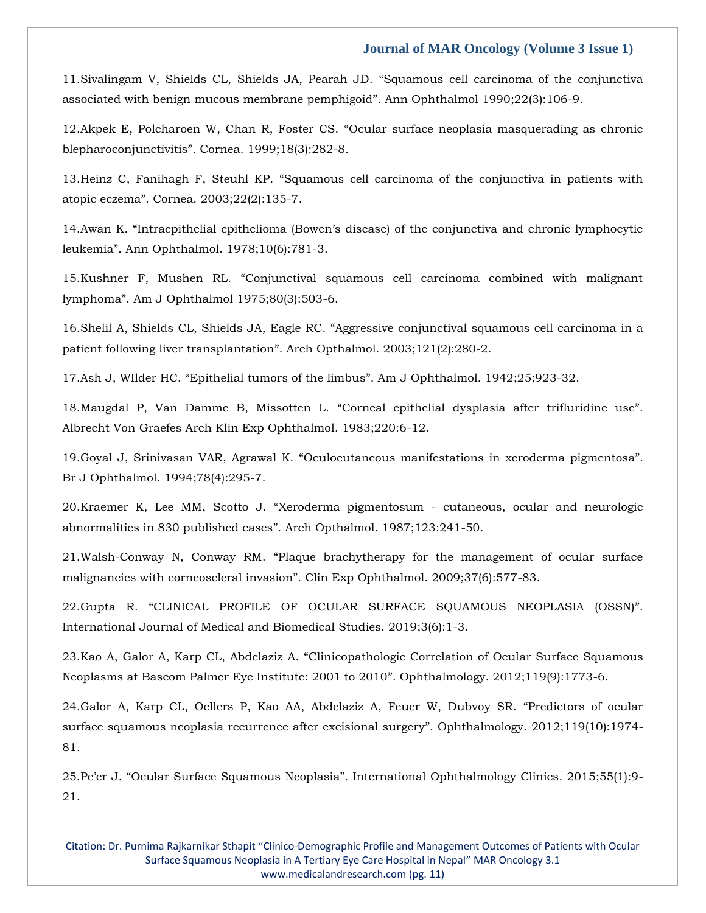11.Sivalingam V, Shields CL, Shields JA, Pearah JD. "Squamous cell carcinoma of the conjunctiva associated with benign mucous membrane pemphigoid". Ann Ophthalmol 1990;22(3):106-9.

12.Akpek E, Polcharoen W, Chan R, Foster CS. "Ocular surface neoplasia masquerading as chronic blepharoconjunctivitis". Cornea. 1999;18(3):282-8.

13.Heinz C, Fanihagh F, Steuhl KP. "Squamous cell carcinoma of the conjunctiva in patients with atopic eczema". Cornea. 2003;22(2):135-7.

14.Awan K. "Intraepithelial epithelioma (Bowen's disease) of the conjunctiva and chronic lymphocytic leukemia". Ann Ophthalmol. 1978;10(6):781-3.

15.Kushner F, Mushen RL. "Conjunctival squamous cell carcinoma combined with malignant lymphoma". Am J Ophthalmol 1975;80(3):503-6.

16.Shelil A, Shields CL, Shields JA, Eagle RC. "Aggressive conjunctival squamous cell carcinoma in a patient following liver transplantation". Arch Opthalmol. 2003;121(2):280-2.

17.Ash J, WIlder HC. "Epithelial tumors of the limbus". Am J Ophthalmol. 1942;25:923-32.

18.Maugdal P, Van Damme B, Missotten L. "Corneal epithelial dysplasia after trifluridine use". Albrecht Von Graefes Arch Klin Exp Ophthalmol. 1983;220:6-12.

19.Goyal J, Srinivasan VAR, Agrawal K. "Oculocutaneous manifestations in xeroderma pigmentosa". Br J Ophthalmol. 1994;78(4):295-7.

20.Kraemer K, Lee MM, Scotto J. "Xeroderma pigmentosum - cutaneous, ocular and neurologic abnormalities in 830 published cases". Arch Opthalmol. 1987;123:241-50.

21.Walsh-Conway N, Conway RM. "Plaque brachytherapy for the management of ocular surface malignancies with corneoscleral invasion". Clin Exp Ophthalmol. 2009;37(6):577-83.

22.Gupta R. "CLINICAL PROFILE OF OCULAR SURFACE SQUAMOUS NEOPLASIA (OSSN)". International Journal of Medical and Biomedical Studies. 2019;3(6):1-3.

23.Kao A, Galor A, Karp CL, Abdelaziz A. "Clinicopathologic Correlation of Ocular Surface Squamous Neoplasms at Bascom Palmer Eye Institute: 2001 to 2010". Ophthalmology. 2012;119(9):1773-6.

24.Galor A, Karp CL, Oellers P, Kao AA, Abdelaziz A, Feuer W, Dubvoy SR. "Predictors of ocular surface squamous neoplasia recurrence after excisional surgery". Ophthalmology. 2012;119(10):1974-81.

25.Pe'er J. "Ocular Surface Squamous Neoplasia". International Ophthalmology Clinics. 2015;55(1):9-21.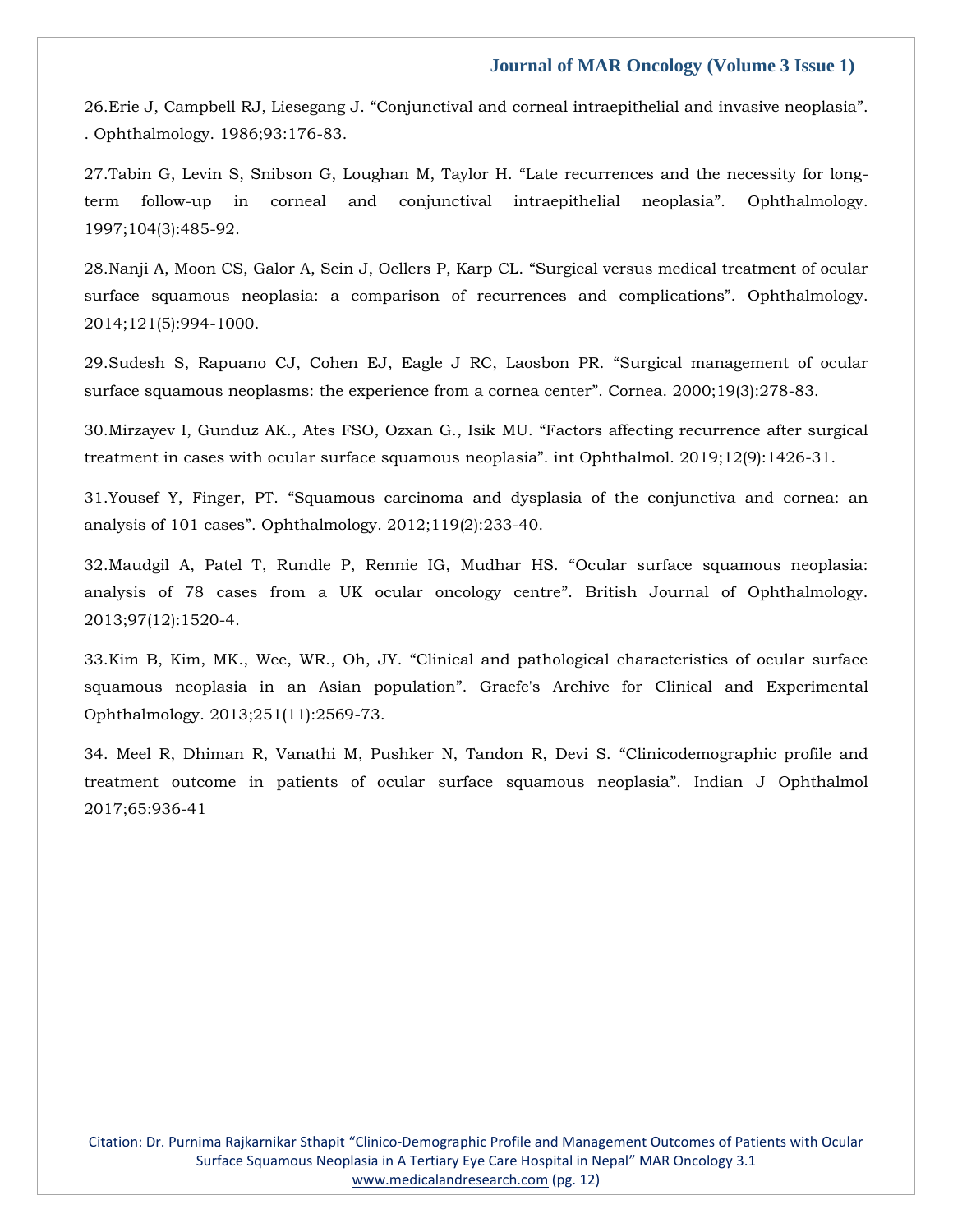26.Erie J, Campbell RJ, Liesegang J. “Conjunctival and corneal intraepithelial and invasive neoplasia”. . Ophthalmology. 1986;93:176-83.

27.Tabin G, Levin S, Snibson G, Loughan M, Taylor H. “Late recurrences and the necessity for long-term follow-up in corneal and conjunctival intraepithelial neoplasia”. Ophthalmology. 1997;104(3):485-92.

28.Nanji A, Moon CS, Galor A, Sein J, Oellers P, Karp CL. “Surgical versus medical treatment of ocular surface squamous neoplasia: a comparison of recurrences and complications”. Ophthalmology. 2014;121(5):994-1000.

29.Sudesh S, Rapuano CJ, Cohen EJ, Eagle J RC, Laosbon PR. “Surgical management of ocular surface squamous neoplasms: the experience from a cornea center”. Cornea. 2000;19(3):278-83.

30.Mirzayev I, Gunduz AK., Ates FSO, Ozxan G., Isik MU. “Factors affecting recurrence after surgical treatment in cases with ocular surface squamous neoplasia”. int Ophthalmol. 2019;12(9):1426-31.

31.Yousef Y, Finger, PT. “Squamous carcinoma and dysplasia of the conjunctiva and cornea: an analysis of 101 cases”. Ophthalmology. 2012;119(2):233-40.

32.Maudgil A, Patel T, Rundle P, Rennie IG, Mudhar HS. “Ocular surface squamous neoplasia: analysis of 78 cases from a UK ocular oncology centre”. British Journal of Ophthalmology. 2013;97(12):1520-4.

33.Kim B, Kim, MK., Wee, WR., Oh, JY. “Clinical and pathological characteristics of ocular surface squamous neoplasia in an Asian population”. Graefe's Archive for Clinical and Experimental Ophthalmology. 2013;251(11):2569-73.

34. Meel R, Dhiman R, Vanathi M, Pushker N, Tandon R, Devi S. “Clinicodemographic profile and treatment outcome in patients of ocular surface squamous neoplasia”. Indian J Ophthalmol 2017;65:936-41